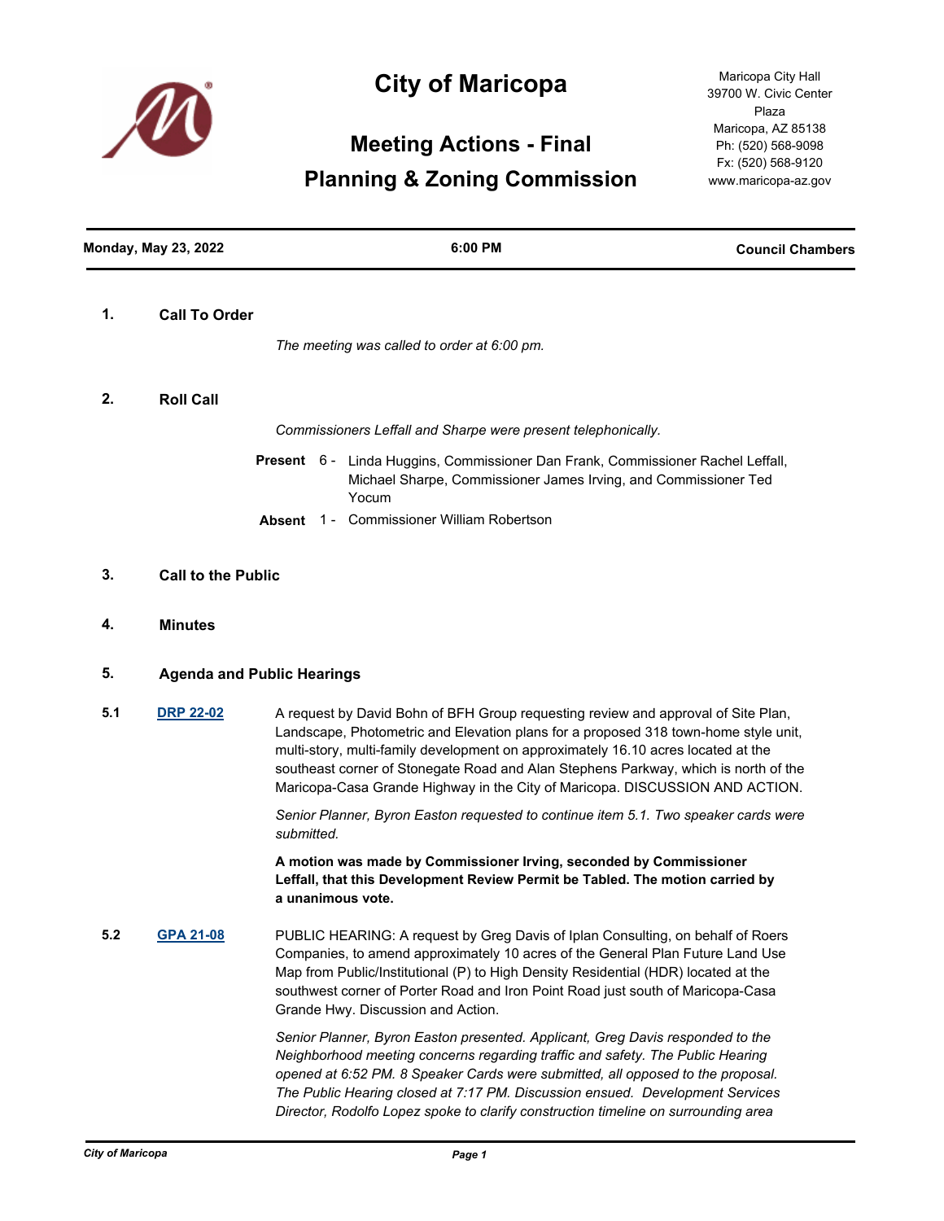# City of Maricopa

## Meeting Actions - Final
## Planning & Zoning Commission

Maricopa City Hall
39700 W. Civic Center Plaza
Maricopa, AZ 85138
Ph: (520) 568-9098
Fx: (520) 568-9120
www.maricopa-az.gov

**Monday, May 23, 2022** | **6:00 PM** | **Council Chambers**

---

### 1. Call To Order

*The meeting was called to order at 6:00 pm.*

### 2. Roll Call

*Commissioners Leffall and Sharpe were present telephonically.*

**Present** 6 - Linda Huggins, Commissioner Dan Frank, Commissioner Rachel Leffall, Michael Sharpe, Commissioner James Irving, and Commissioner Ted Yocum

**Absent** 1 - Commissioner William Robertson

### 3. Call to the Public

### 4. Minutes

### 5. Agenda and Public Hearings

**5.1** **DRP 22-02**

A request by David Bohn of BFH Group requesting review and approval of Site Plan, Landscape, Photometric and Elevation plans for a proposed 318 town-home style unit, multi-story, multi-family development on approximately 16.10 acres located at the southeast corner of Stonegate Road and Alan Stephens Parkway, which is north of the Maricopa-Casa Grande Highway in the City of Maricopa. DISCUSSION AND ACTION.

*Senior Planner, Byron Easton requested to continue item 5.1. Two speaker cards were submitted.*

**A motion was made by Commissioner Irving, seconded by Commissioner Leffall, that this Development Review Permit be Tabled. The motion carried by a unanimous vote.**

**5.2** **GPA 21-08**

PUBLIC HEARING: A request by Greg Davis of Iplan Consulting, on behalf of Roers Companies, to amend approximately 10 acres of the General Plan Future Land Use Map from Public/Institutional (P) to High Density Residential (HDR) located at the southwest corner of Porter Road and Iron Point Road just south of Maricopa-Casa Grande Hwy. Discussion and Action.

*Senior Planner, Byron Easton presented. Applicant, Greg Davis responded to the Neighborhood meeting concerns regarding traffic and safety. The Public Hearing opened at 6:52 PM. 8 Speaker Cards were submitted, all opposed to the proposal. The Public Hearing closed at 7:17 PM. Discussion ensued. Development Services Director, Rodolfo Lopez spoke to clarify construction timeline on surrounding area*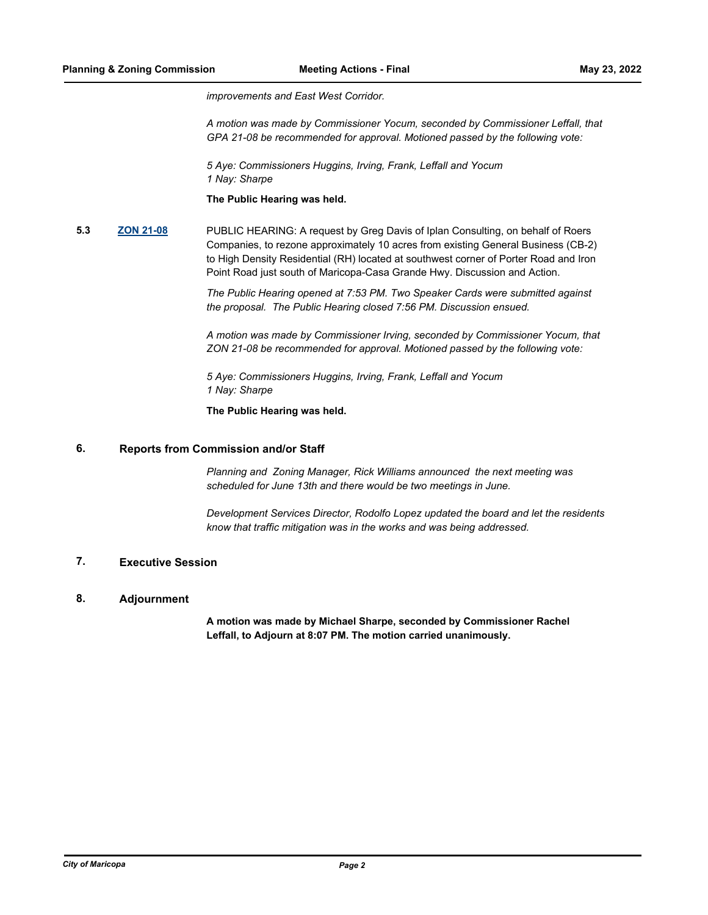*improvements and East West Corridor.*

*A motion was made by Commissioner Yocum, seconded by Commissioner Leffall, that GPA 21-08 be recommended for approval. Motioned passed by the following vote:*

*5 Aye: Commissioners Huggins, Irving, Frank, Leffall and Yocum*
*1 Nay: Sharpe*

**The Public Hearing was held.**

**5.3** **ZON 21-08** PUBLIC HEARING: A request by Greg Davis of Iplan Consulting, on behalf of Roers Companies, to rezone approximately 10 acres from existing General Business (CB-2) to High Density Residential (RH) located at southwest corner of Porter Road and Iron Point Road just south of Maricopa-Casa Grande Hwy. Discussion and Action.

*The Public Hearing opened at 7:53 PM. Two Speaker Cards were submitted against the proposal. The Public Hearing closed 7:56 PM. Discussion ensued.*

*A motion was made by Commissioner Irving, seconded by Commissioner Yocum, that ZON 21-08 be recommended for approval. Motioned passed by the following vote:*

*5 Aye: Commissioners Huggins, Irving, Frank, Leffall and Yocum*
*1 Nay: Sharpe*

**The Public Hearing was held.**

## 6. Reports from Commission and/or Staff

*Planning and Zoning Manager, Rick Williams announced the next meeting was scheduled for June 13th and there would be two meetings in June.*

*Development Services Director, Rodolfo Lopez updated the board and let the residents know that traffic mitigation was in the works and was being addressed.*

## 7. Executive Session

## 8. Adjournment

**A motion was made by Michael Sharpe, seconded by Commissioner Rachel Leffall, to Adjourn at 8:07 PM. The motion carried unanimously.**